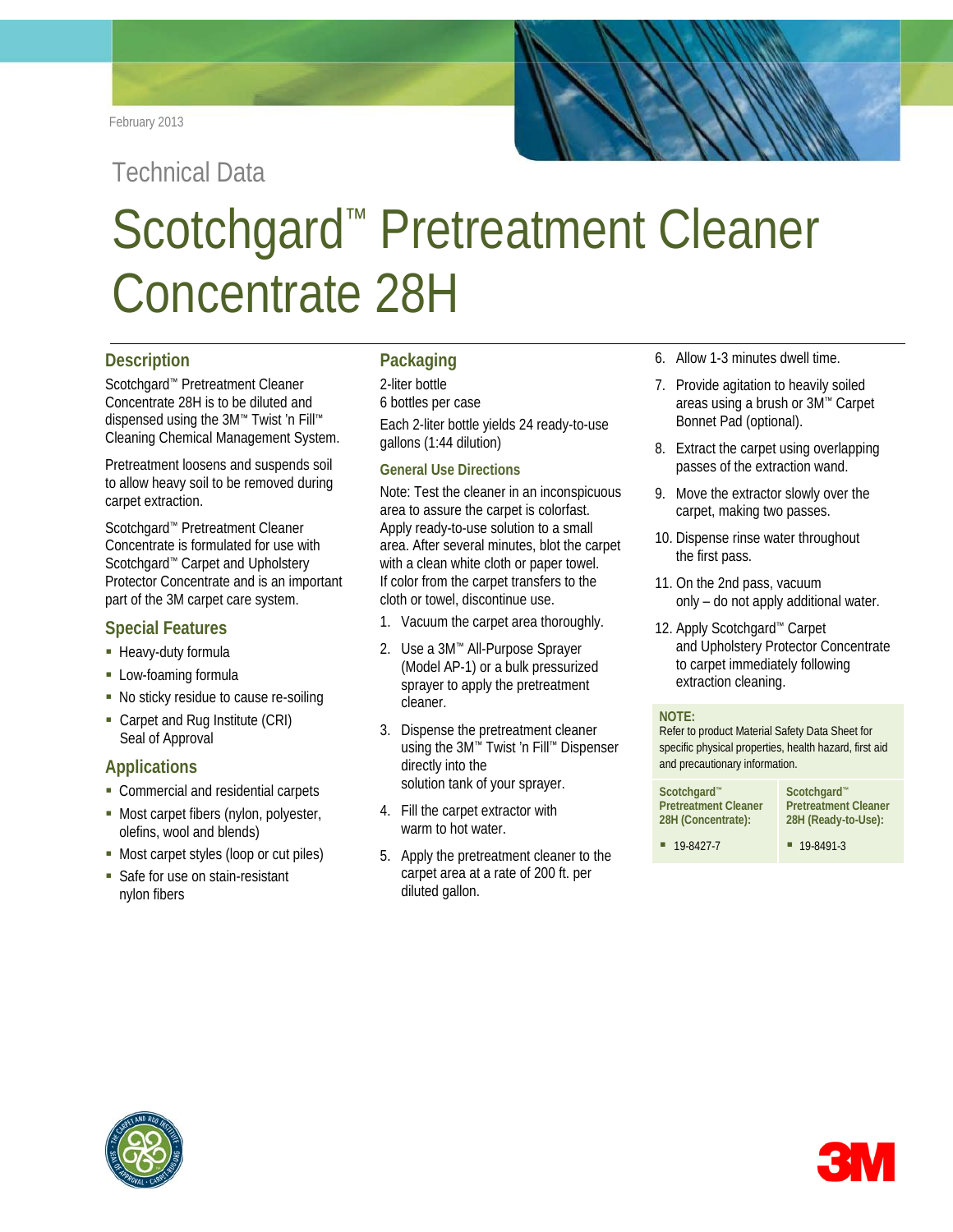February 2013

Technical Data

# Scotchgard™ Pretreatment Cleaner Concentrate 28H

## Description

Scotchgard™ Pretreatment Cleaner Concentrate 28H is to be diluted and dispensed using the 3M™ Twist 'n Fill™ Cleaning Chemical Management System.

Pretreatment loosens and suspends soil to allow heavy soil to be removed during carpet extraction.

Scotchgard™ Pretreatment Cleaner Concentrate is formulated for use with Scotchgard™ Carpet and Upholstery Protector Concentrate and is an important part of the 3M carpet care system.

## Special Features

- Heavy-duty formula
- Low-foaming formula
- No sticky residue to cause re-soiling
- Carpet and Rug Institute (CRI) Seal of Approval

## Applications

- Commercial and residential carpets
- Most carpet fibers (nylon, polyester, olefins, wool and blends)
- Most carpet styles (loop or cut piles)
- Safe for use on stain-resistant nylon fibers

## Packaging

2-liter bottle
6 bottles per case

Each 2-liter bottle yields 24 ready-to-use gallons (1:44 dilution)

### General Use Directions

Note: Test the cleaner in an inconspicuous area to assure the carpet is colorfast. Apply ready-to-use solution to a small area. After several minutes, blot the carpet with a clean white cloth or paper towel. If color from the carpet transfers to the cloth or towel, discontinue use.

1. Vacuum the carpet area thoroughly.
2. Use a 3M™ All-Purpose Sprayer (Model AP-1) or a bulk pressurized sprayer to apply the pretreatment cleaner.
3. Dispense the pretreatment cleaner using the 3M™ Twist 'n Fill™ Dispenser directly into the solution tank of your sprayer.
4. Fill the carpet extractor with warm to hot water.
5. Apply the pretreatment cleaner to the carpet area at a rate of 200 ft. per diluted gallon.
6. Allow 1-3 minutes dwell time.
7. Provide agitation to heavily soiled areas using a brush or 3M™ Carpet Bonnet Pad (optional).
8. Extract the carpet using overlapping passes of the extraction wand.
9. Move the extractor slowly over the carpet, making two passes.
10. Dispense rinse water throughout the first pass.
11. On the 2nd pass, vacuum only – do not apply additional water.
12. Apply Scotchgard™ Carpet and Upholstery Protector Concentrate to carpet immediately following extraction cleaning.

**NOTE:**
Refer to product Material Safety Data Sheet for specific physical properties, health hazard, first aid and precautionary information.

| Scotchgard™ Pretreatment Cleaner 28H (Concentrate): | Scotchgard™ Pretreatment Cleaner 28H (Ready-to-Use): |
|---|---|
| 19-8427-7 | 19-8491-3 |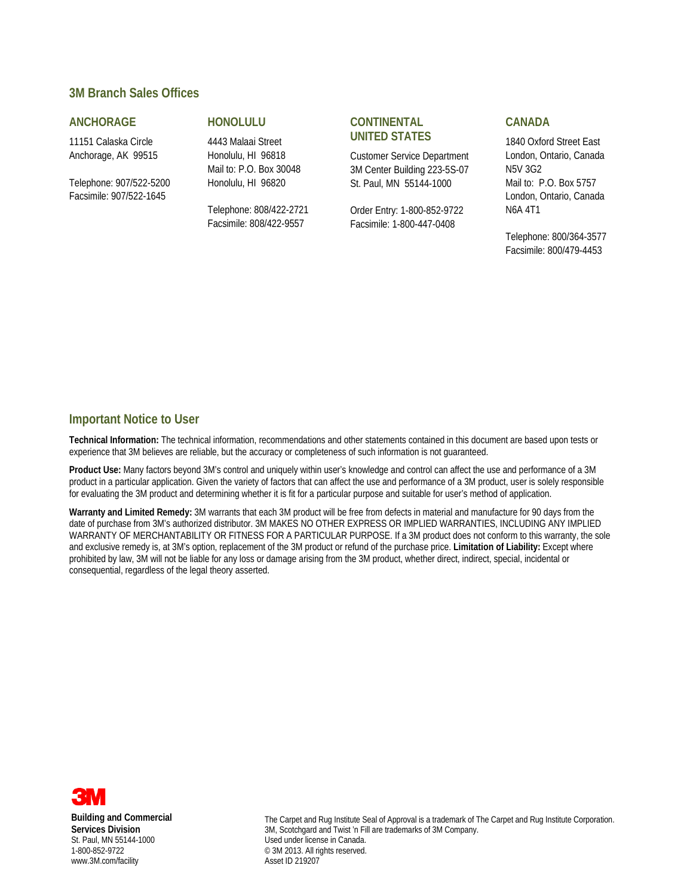## 3M Branch Sales Offices

### ANCHORAGE

11151 Calaska Circle
Anchorage, AK 99515

Telephone: 907/522-5200
Facsimile: 907/522-1645

### HONOLULU

4443 Malaai Street
Honolulu, HI 96818
Mail to: P.O. Box 30048
Honolulu, HI 96820

Telephone: 808/422-2721
Facsimile: 808/422-9557

### CONTINENTAL UNITED STATES

Customer Service Department
3M Center Building 223-5S-07
St. Paul, MN 55144-1000

Order Entry: 1-800-852-9722
Facsimile: 1-800-447-0408

### CANADA

1840 Oxford Street East
London, Ontario, Canada
N5V 3G2
Mail to: P.O. Box 5757
London, Ontario, Canada
N6A 4T1

Telephone: 800/364-3577
Facsimile: 800/479-4453

## Important Notice to User

**Technical Information:** The technical information, recommendations and other statements contained in this document are based upon tests or experience that 3M believes are reliable, but the accuracy or completeness of such information is not guaranteed.

**Product Use:** Many factors beyond 3M's control and uniquely within user's knowledge and control can affect the use and performance of a 3M product in a particular application. Given the variety of factors that can affect the use and performance of a 3M product, user is solely responsible for evaluating the 3M product and determining whether it is fit for a particular purpose and suitable for user's method of application.

**Warranty and Limited Remedy:** 3M warrants that each 3M product will be free from defects in material and manufacture for 90 days from the date of purchase from 3M's authorized distributor. 3M MAKES NO OTHER EXPRESS OR IMPLIED WARRANTIES, INCLUDING ANY IMPLIED WARRANTY OF MERCHANTABILITY OR FITNESS FOR A PARTICULAR PURPOSE. If a 3M product does not conform to this warranty, the sole and exclusive remedy is, at 3M's option, replacement of the 3M product or refund of the purchase price. **Limitation of Liability:** Except where prohibited by law, 3M will not be liable for any loss or damage arising from the 3M product, whether direct, indirect, special, incidental or consequential, regardless of the legal theory asserted.

3M

**Building and Commercial Services Division**
St. Paul, MN 55144-1000
1-800-852-9722
www.3M.com/facility

The Carpet and Rug Institute Seal of Approval is a trademark of The Carpet and Rug Institute Corporation.
3M, Scotchgard and Twist 'n Fill are trademarks of 3M Company.
Used under license in Canada.
© 3M 2013. All rights reserved.
Asset ID 219207